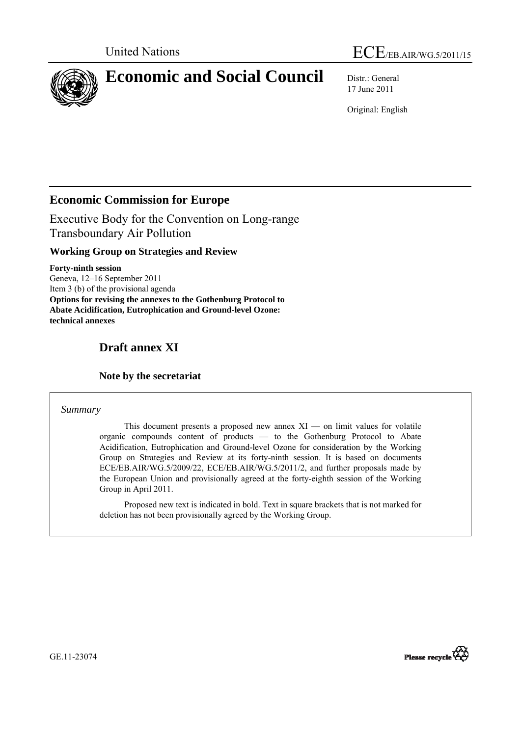United Nations ECE/EB.AIR/WG.5/2011/15

# Economic and Social Council

Distr.: General
17 June 2011

Original: English

## Economic Commission for Europe

Executive Body for the Convention on Long-range Transboundary Air Pollution

### Working Group on Strategies and Review

**Forty-ninth session**
Geneva, 12–16 September 2011
Item 3 (b) of the provisional agenda
**Options for revising the annexes to the Gothenburg Protocol to Abate Acidification, Eutrophication and Ground-level Ozone: technical annexes**

## Draft annex XI

### Note by the secretariat

*Summary*

This document presents a proposed new annex XI — on limit values for volatile organic compounds content of products — to the Gothenburg Protocol to Abate Acidification, Eutrophication and Ground-level Ozone for consideration by the Working Group on Strategies and Review at its forty-ninth session. It is based on documents ECE/EB.AIR/WG.5/2009/22, ECE/EB.AIR/WG.5/2011/2, and further proposals made by the European Union and provisionally agreed at the forty-eighth session of the Working Group in April 2011.

Proposed new text is indicated in bold. Text in square brackets that is not marked for deletion has not been provisionally agreed by the Working Group.

GE.11-23074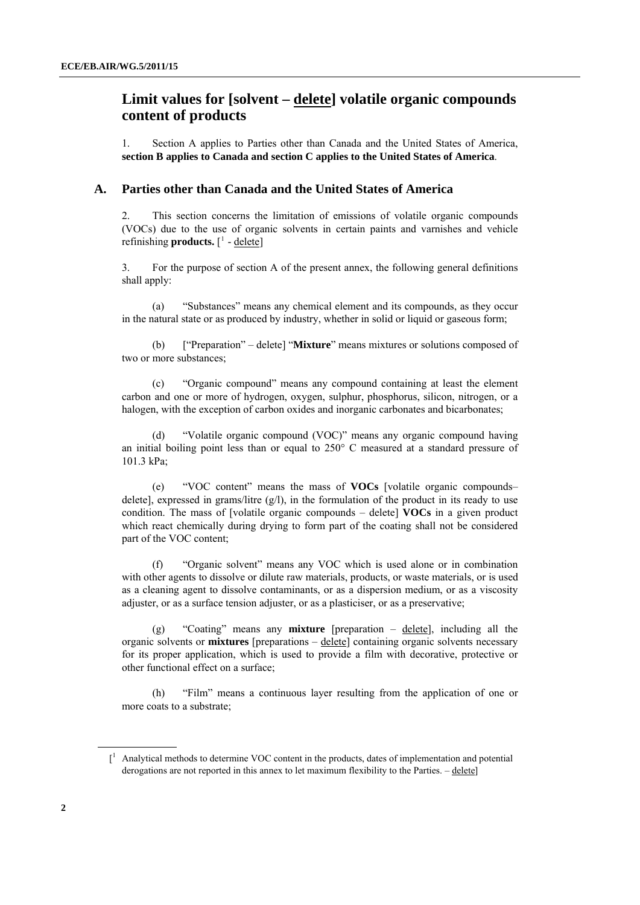# Limit values for [solvent – delete] volatile organic compounds content of products

1. Section A applies to Parties other than Canada and the United States of America, **section B applies to Canada and section C applies to the United States of America**.

## A. Parties other than Canada and the United States of America

2. This section concerns the limitation of emissions of volatile organic compounds (VOCs) due to the use of organic solvents in certain paints and varnishes and vehicle refinishing **products.** [[1] - delete]

3. For the purpose of section A of the present annex, the following general definitions shall apply:

(a) "Substances" means any chemical element and its compounds, as they occur in the natural state or as produced by industry, whether in solid or liquid or gaseous form;

(b) ["Preparation" – delete] "**Mixture**" means mixtures or solutions composed of two or more substances;

(c) "Organic compound" means any compound containing at least the element carbon and one or more of hydrogen, oxygen, sulphur, phosphorus, silicon, nitrogen, or a halogen, with the exception of carbon oxides and inorganic carbonates and bicarbonates;

(d) "Volatile organic compound (VOC)" means any organic compound having an initial boiling point less than or equal to 250° C measured at a standard pressure of 101.3 kPa;

(e) "VOC content" means the mass of **VOCs** [volatile organic compounds– delete], expressed in grams/litre (g/l), in the formulation of the product in its ready to use condition. The mass of [volatile organic compounds – delete] **VOCs** in a given product which react chemically during drying to form part of the coating shall not be considered part of the VOC content;

(f) "Organic solvent" means any VOC which is used alone or in combination with other agents to dissolve or dilute raw materials, products, or waste materials, or is used as a cleaning agent to dissolve contaminants, or as a dispersion medium, or as a viscosity adjuster, or as a surface tension adjuster, or as a plasticiser, or as a preservative;

(g) "Coating" means any **mixture** [preparation – delete], including all the organic solvents or **mixtures** [preparations – delete] containing organic solvents necessary for its proper application, which is used to provide a film with decorative, protective or other functional effect on a surface;

(h) "Film" means a continuous layer resulting from the application of one or more coats to a substrate;

[[1] Analytical methods to determine VOC content in the products, dates of implementation and potential derogations are not reported in this annex to let maximum flexibility to the Parties. – delete]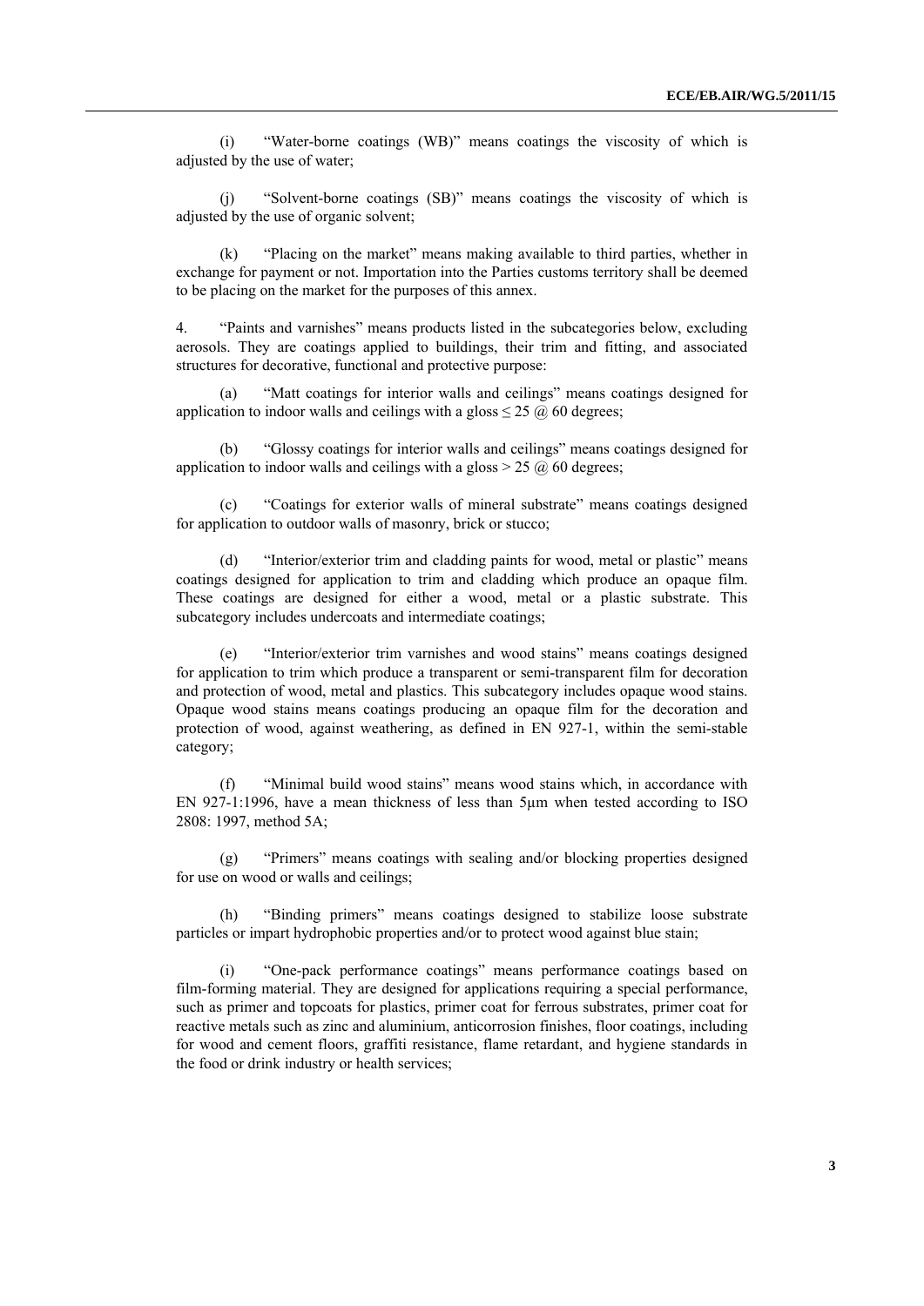(i) "Water-borne coatings (WB)" means coatings the viscosity of which is adjusted by the use of water;

(j) "Solvent-borne coatings (SB)" means coatings the viscosity of which is adjusted by the use of organic solvent;

(k) "Placing on the market" means making available to third parties, whether in exchange for payment or not. Importation into the Parties customs territory shall be deemed to be placing on the market for the purposes of this annex.

4. "Paints and varnishes" means products listed in the subcategories below, excluding aerosols. They are coatings applied to buildings, their trim and fitting, and associated structures for decorative, functional and protective purpose:

(a) "Matt coatings for interior walls and ceilings" means coatings designed for application to indoor walls and ceilings with a gloss $\leq 25$ @ 60 degrees;

(b) "Glossy coatings for interior walls and ceilings" means coatings designed for application to indoor walls and ceilings with a gloss $> 25$ @ 60 degrees;

(c) "Coatings for exterior walls of mineral substrate" means coatings designed for application to outdoor walls of masonry, brick or stucco;

(d) "Interior/exterior trim and cladding paints for wood, metal or plastic" means coatings designed for application to trim and cladding which produce an opaque film. These coatings are designed for either a wood, metal or a plastic substrate. This subcategory includes undercoats and intermediate coatings;

(e) "Interior/exterior trim varnishes and wood stains" means coatings designed for application to trim which produce a transparent or semi-transparent film for decoration and protection of wood, metal and plastics. This subcategory includes opaque wood stains. Opaque wood stains means coatings producing an opaque film for the decoration and protection of wood, against weathering, as defined in EN 927-1, within the semi-stable category;

(f) "Minimal build wood stains" means wood stains which, in accordance with EN 927-1:1996, have a mean thickness of less than 5µm when tested according to ISO 2808: 1997, method 5A;

(g) "Primers" means coatings with sealing and/or blocking properties designed for use on wood or walls and ceilings;

(h) "Binding primers" means coatings designed to stabilize loose substrate particles or impart hydrophobic properties and/or to protect wood against blue stain;

(i) "One-pack performance coatings" means performance coatings based on film-forming material. They are designed for applications requiring a special performance, such as primer and topcoats for plastics, primer coat for ferrous substrates, primer coat for reactive metals such as zinc and aluminium, anticorrosion finishes, floor coatings, including for wood and cement floors, graffiti resistance, flame retardant, and hygiene standards in the food or drink industry or health services;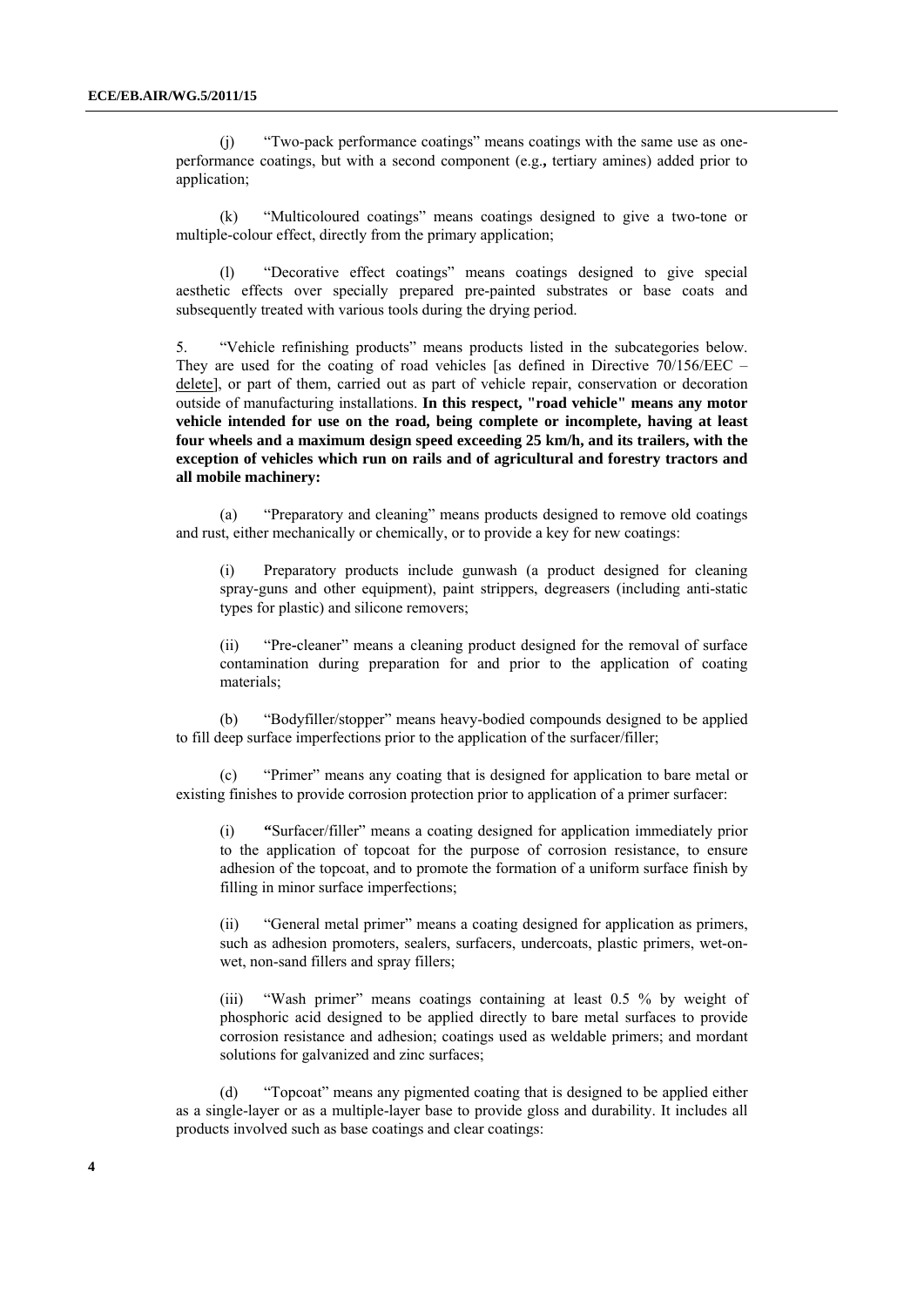(j) "Two-pack performance coatings" means coatings with the same use as one-performance coatings, but with a second component (e.g.**,** tertiary amines) added prior to application;

(k) "Multicoloured coatings" means coatings designed to give a two-tone or multiple-colour effect, directly from the primary application;

(l) "Decorative effect coatings" means coatings designed to give special aesthetic effects over specially prepared pre-painted substrates or base coats and subsequently treated with various tools during the drying period.

5. "Vehicle refinishing products" means products listed in the subcategories below. They are used for the coating of road vehicles [as defined in Directive 70/156/EEC – <u>delete</u>], or part of them, carried out as part of vehicle repair, conservation or decoration outside of manufacturing installations. **In this respect, "road vehicle" means any motor vehicle intended for use on the road, being complete or incomplete, having at least four wheels and a maximum design speed exceeding 25 km/h, and its trailers, with the exception of vehicles which run on rails and of agricultural and forestry tractors and all mobile machinery:**

(a) "Preparatory and cleaning" means products designed to remove old coatings and rust, either mechanically or chemically, or to provide a key for new coatings:

(i) Preparatory products include gunwash (a product designed for cleaning spray-guns and other equipment), paint strippers, degreasers (including anti-static types for plastic) and silicone removers;

(ii) "Pre-cleaner" means a cleaning product designed for the removal of surface contamination during preparation for and prior to the application of coating materials;

(b) "Bodyfiller/stopper" means heavy-bodied compounds designed to be applied to fill deep surface imperfections prior to the application of the surfacer/filler;

(c) "Primer" means any coating that is designed for application to bare metal or existing finishes to provide corrosion protection prior to application of a primer surfacer:

(i) **"**Surfacer/filler" means a coating designed for application immediately prior to the application of topcoat for the purpose of corrosion resistance, to ensure adhesion of the topcoat, and to promote the formation of a uniform surface finish by filling in minor surface imperfections;

(ii) "General metal primer" means a coating designed for application as primers, such as adhesion promoters, sealers, surfacers, undercoats, plastic primers, wet-on-wet, non-sand fillers and spray fillers;

(iii) "Wash primer" means coatings containing at least 0.5 % by weight of phosphoric acid designed to be applied directly to bare metal surfaces to provide corrosion resistance and adhesion; coatings used as weldable primers; and mordant solutions for galvanized and zinc surfaces;

(d) "Topcoat" means any pigmented coating that is designed to be applied either as a single-layer or as a multiple-layer base to provide gloss and durability. It includes all products involved such as base coatings and clear coatings: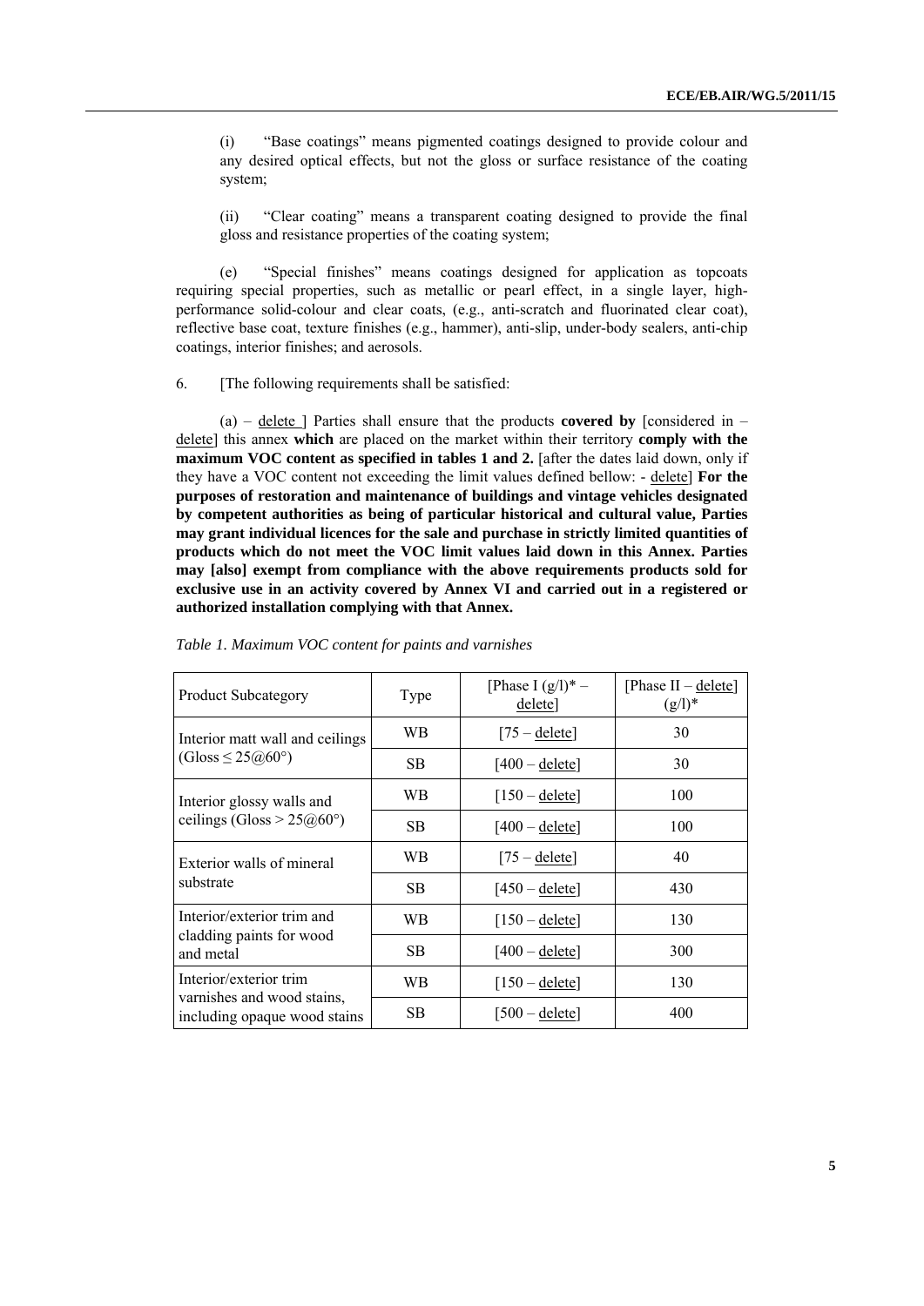(i) "Base coatings" means pigmented coatings designed to provide colour and any desired optical effects, but not the gloss or surface resistance of the coating system;

(ii) "Clear coating" means a transparent coating designed to provide the final gloss and resistance properties of the coating system;

(e) "Special finishes" means coatings designed for application as topcoats requiring special properties, such as metallic or pearl effect, in a single layer, high-performance solid-colour and clear coats, (e.g., anti-scratch and fluorinated clear coat), reflective base coat, texture finishes (e.g., hammer), anti-slip, under-body sealers, anti-chip coatings, interior finishes; and aerosols.

6. [The following requirements shall be satisfied:

(a) – delete ] Parties shall ensure that the products **covered by** [considered in – delete] this annex **which** are placed on the market within their territory **comply with the maximum VOC content as specified in tables 1 and 2.** [after the dates laid down, only if they have a VOC content not exceeding the limit values defined bellow: - delete] **For the purposes of restoration and maintenance of buildings and vintage vehicles designated by competent authorities as being of particular historical and cultural value, Parties may grant individual licences for the sale and purchase in strictly limited quantities of products which do not meet the VOC limit values laid down in this Annex. Parties may [also] exempt from compliance with the above requirements products sold for exclusive use in an activity covered by Annex VI and carried out in a registered or authorized installation complying with that Annex.**

*Table 1. Maximum VOC content for paints and varnishes*

| Product Subcategory | Type | [Phase I (g/l)* – delete] | [Phase II – delete] (g/l)* |
|---|---|---|---|
| Interior matt wall and ceilings (Gloss ≤ 25@60°) | WB | [75 – delete] | 30 |
| | SB | [400 – delete] | 30 |
| Interior glossy walls and ceilings (Gloss > 25@60°) | WB | [150 – delete] | 100 |
| | SB | [400 – delete] | 100 |
| Exterior walls of mineral substrate | WB | [75 – delete] | 40 |
| | SB | [450 – delete] | 430 |
| Interior/exterior trim and cladding paints for wood and metal | WB | [150 – delete] | 130 |
| | SB | [400 – delete] | 300 |
| Interior/exterior trim varnishes and wood stains, including opaque wood stains | WB | [150 – delete] | 130 |
| | SB | [500 – delete] | 400 |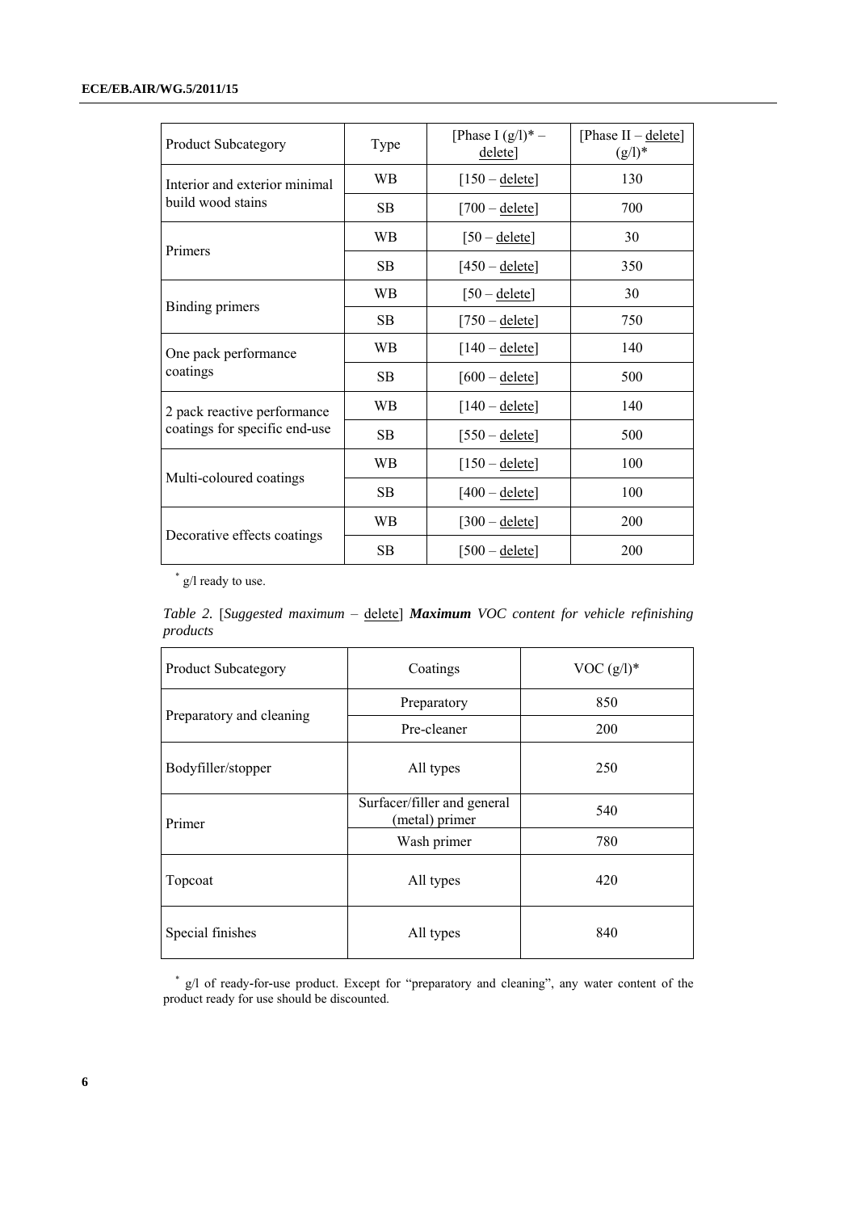| Product Subcategory | Type | [Phase I (g/l)* – delete] | [Phase II – delete] (g/l)* |
|---|---|---|---|
| Interior and exterior minimal build wood stains | WB | [150 – delete] | 130 |
| | SB | [700 – delete] | 700 |
| Primers | WB | [50 – delete] | 30 |
| | SB | [450 – delete] | 350 |
| Binding primers | WB | [50 – delete] | 30 |
| | SB | [750 – delete] | 750 |
| One pack performance coatings | WB | [140 – delete] | 140 |
| | SB | [600 – delete] | 500 |
| 2 pack reactive performance coatings for specific end-use | WB | [140 – delete] | 140 |
| | SB | [550 – delete] | 500 |
| Multi-coloured coatings | WB | [150 – delete] | 100 |
| | SB | [400 – delete] | 100 |
| Decorative effects coatings | WB | [300 – delete] | 200 |
| | SB | [500 – delete] | 200 |

[*] g/l ready to use.

*Table 2.* [*Suggested maximum* – delete] ***Maximum*** *VOC content for vehicle refinishing products*

| Product Subcategory | Coatings | VOC (g/l)* |
|---|---|---|
| Preparatory and cleaning | Preparatory | 850 |
| | Pre-cleaner | 200 |
| Bodyfiller/stopper | All types | 250 |
| Primer | Surfacer/filler and general (metal) primer | 540 |
| | Wash primer | 780 |
| Topcoat | All types | 420 |
| Special finishes | All types | 840 |

[*] g/l of ready-for-use product. Except for "preparatory and cleaning", any water content of the product ready for use should be discounted.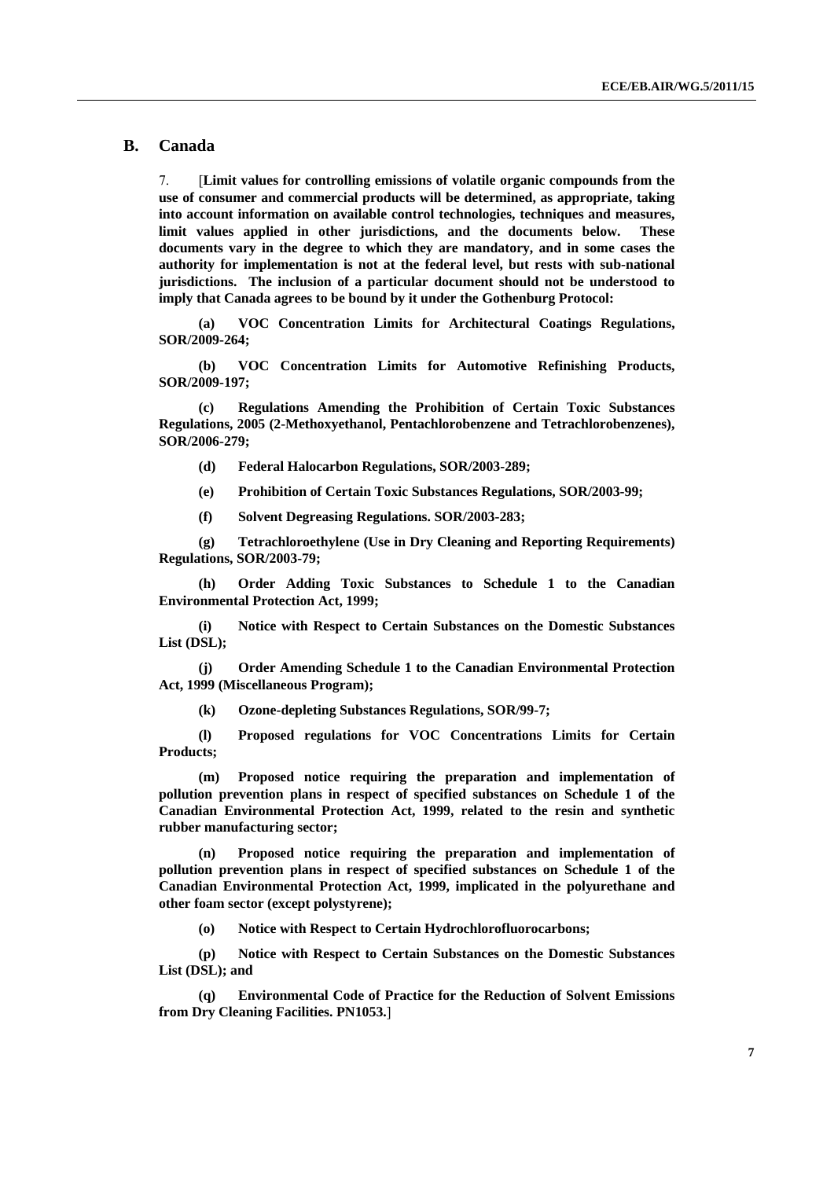## B. Canada

7. [**Limit values for controlling emissions of volatile organic compounds from the use of consumer and commercial products will be determined, as appropriate, taking into account information on available control technologies, techniques and measures, limit values applied in other jurisdictions, and the documents below. These documents vary in the degree to which they are mandatory, and in some cases the authority for implementation is not at the federal level, but rests with sub-national jurisdictions. The inclusion of a particular document should not be understood to imply that Canada agrees to be bound by it under the Gothenburg Protocol:**

**(a) VOC Concentration Limits for Architectural Coatings Regulations, SOR/2009-264;**

**(b) VOC Concentration Limits for Automotive Refinishing Products, SOR/2009-197;**

**(c) Regulations Amending the Prohibition of Certain Toxic Substances Regulations, 2005 (2-Methoxyethanol, Pentachlorobenzene and Tetrachlorobenzenes), SOR/2006-279;**

**(d) Federal Halocarbon Regulations, SOR/2003-289;**

**(e) Prohibition of Certain Toxic Substances Regulations, SOR/2003-99;**

**(f) Solvent Degreasing Regulations. SOR/2003-283;**

**(g) Tetrachloroethylene (Use in Dry Cleaning and Reporting Requirements) Regulations, SOR/2003-79;**

**(h) Order Adding Toxic Substances to Schedule 1 to the Canadian Environmental Protection Act, 1999;**

**(i) Notice with Respect to Certain Substances on the Domestic Substances List (DSL);**

**(j) Order Amending Schedule 1 to the Canadian Environmental Protection Act, 1999 (Miscellaneous Program);**

**(k) Ozone-depleting Substances Regulations, SOR/99-7;**

**(l) Proposed regulations for VOC Concentrations Limits for Certain Products;**

**(m) Proposed notice requiring the preparation and implementation of pollution prevention plans in respect of specified substances on Schedule 1 of the Canadian Environmental Protection Act, 1999, related to the resin and synthetic rubber manufacturing sector;**

**(n) Proposed notice requiring the preparation and implementation of pollution prevention plans in respect of specified substances on Schedule 1 of the Canadian Environmental Protection Act, 1999, implicated in the polyurethane and other foam sector (except polystyrene);**

**(o) Notice with Respect to Certain Hydrochlorofluorocarbons;**

**(p) Notice with Respect to Certain Substances on the Domestic Substances List (DSL); and**

**(q) Environmental Code of Practice for the Reduction of Solvent Emissions from Dry Cleaning Facilities. PN1053.**]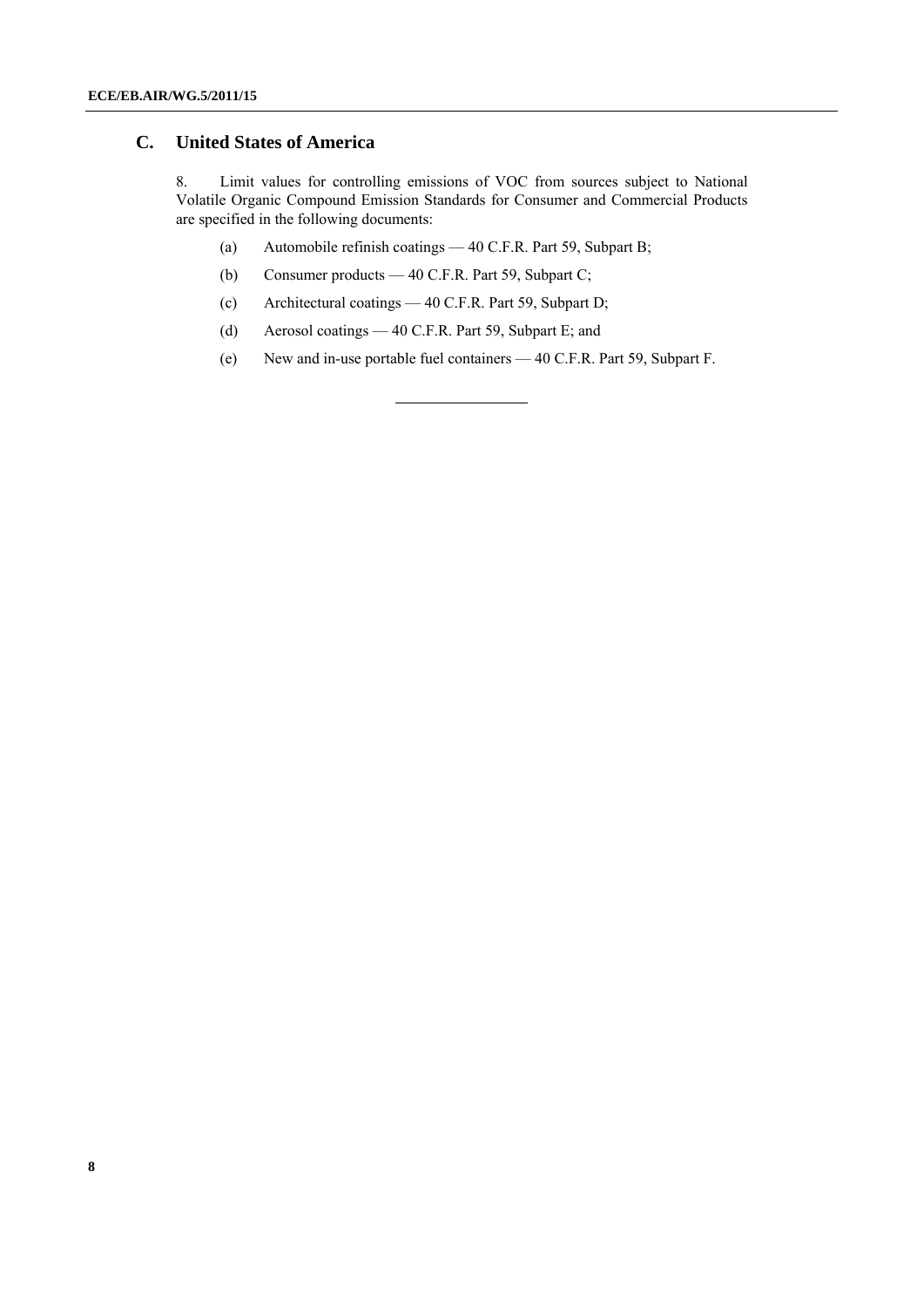## C. United States of America

8. Limit values for controlling emissions of VOC from sources subject to National Volatile Organic Compound Emission Standards for Consumer and Commercial Products are specified in the following documents:

(a) Automobile refinish coatings — 40 C.F.R. Part 59, Subpart B;

(b) Consumer products — 40 C.F.R. Part 59, Subpart C;

(c) Architectural coatings — 40 C.F.R. Part 59, Subpart D;

(d) Aerosol coatings — 40 C.F.R. Part 59, Subpart E; and

(e) New and in-use portable fuel containers — 40 C.F.R. Part 59, Subpart F.